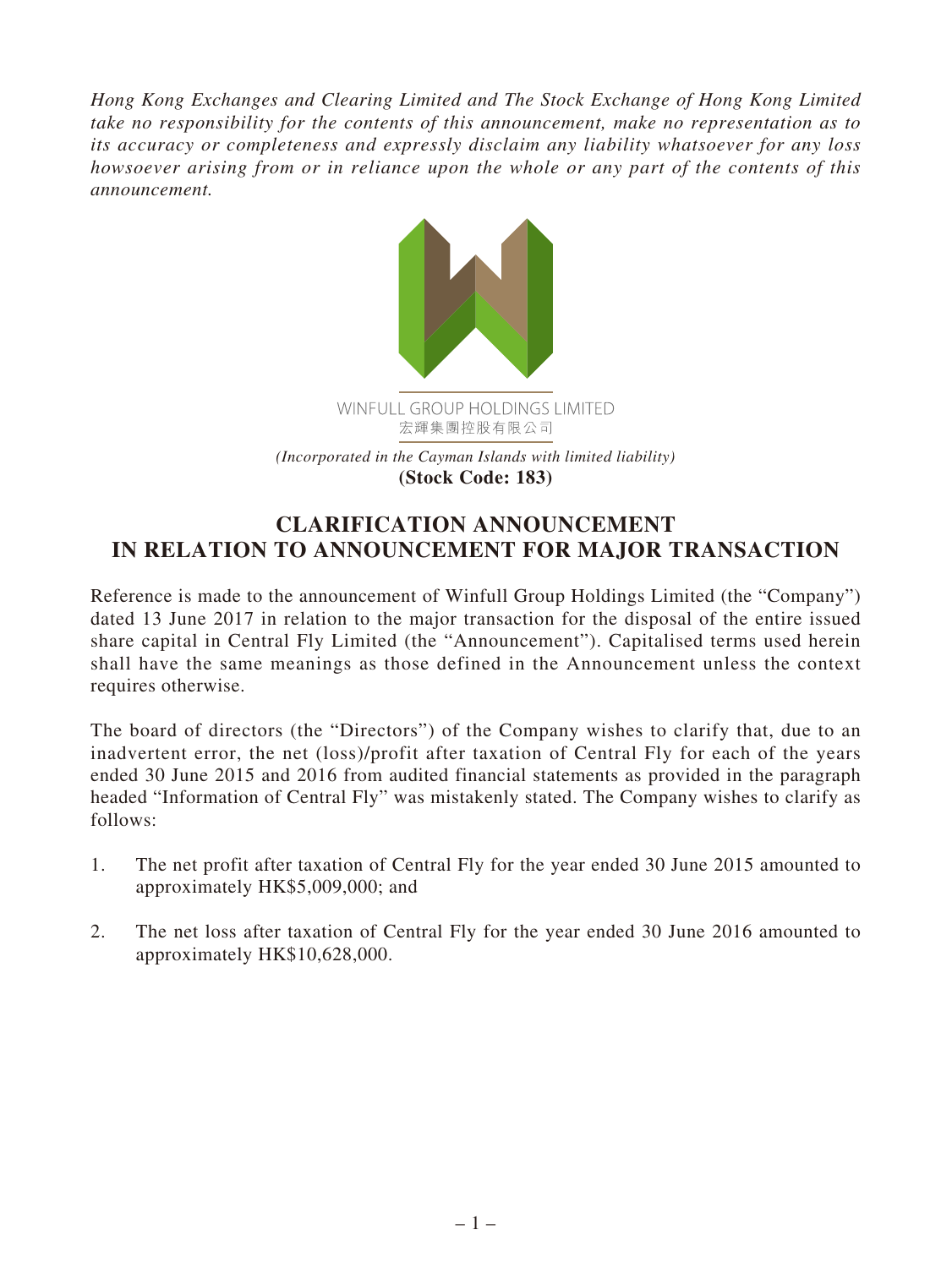*Hong Kong Exchanges and Clearing Limited and The Stock Exchange of Hong Kong Limited take no responsibility for the contents of this announcement, make no representation as to its accuracy or completeness and expressly disclaim any liability whatsoever for any loss howsoever arising from or in reliance upon the whole or any part of the contents of this announcement.*

WINFULL GROUP HOLDINGS LIMITED
宏輝集團控股有限公司

*(Incorporated in the Cayman Islands with limited liability)*
**(Stock Code: 183)**

# CLARIFICATION ANNOUNCEMENT IN RELATION TO ANNOUNCEMENT FOR MAJOR TRANSACTION

Reference is made to the announcement of Winfull Group Holdings Limited (the "Company") dated 13 June 2017 in relation to the major transaction for the disposal of the entire issued share capital in Central Fly Limited (the "Announcement"). Capitalised terms used herein shall have the same meanings as those defined in the Announcement unless the context requires otherwise.

The board of directors (the "Directors") of the Company wishes to clarify that, due to an inadvertent error, the net (loss)/profit after taxation of Central Fly for each of the years ended 30 June 2015 and 2016 from audited financial statements as provided in the paragraph headed "Information of Central Fly" was mistakenly stated. The Company wishes to clarify as follows:

1. The net profit after taxation of Central Fly for the year ended 30 June 2015 amounted to approximately HK$5,009,000; and

2. The net loss after taxation of Central Fly for the year ended 30 June 2016 amounted to approximately HK$10,628,000.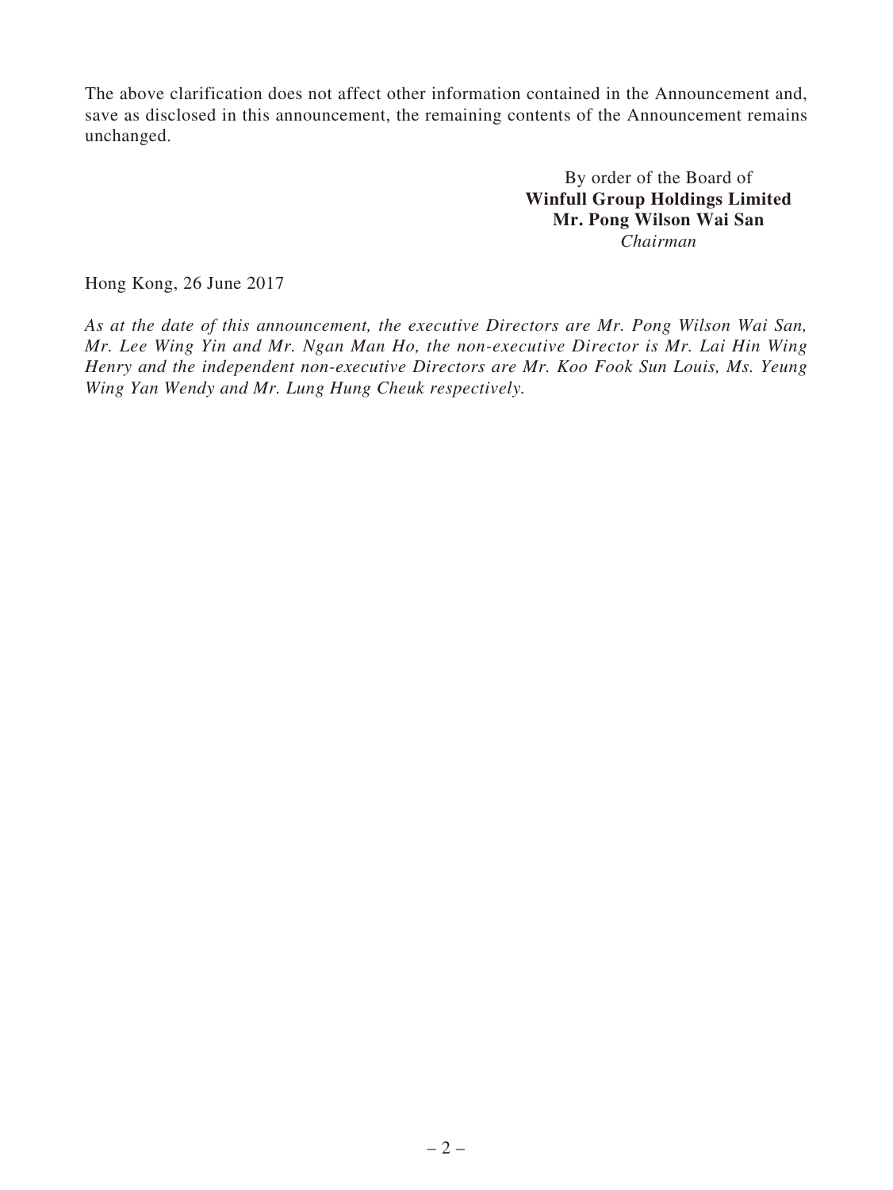The above clarification does not affect other information contained in the Announcement and, save as disclosed in this announcement, the remaining contents of the Announcement remains unchanged.

By order of the Board of
**Winfull Group Holdings Limited**
**Mr. Pong Wilson Wai San**
*Chairman*

Hong Kong, 26 June 2017

*As at the date of this announcement, the executive Directors are Mr. Pong Wilson Wai San, Mr. Lee Wing Yin and Mr. Ngan Man Ho, the non-executive Director is Mr. Lai Hin Wing Henry and the independent non-executive Directors are Mr. Koo Fook Sun Louis, Ms. Yeung Wing Yan Wendy and Mr. Lung Hung Cheuk respectively.*